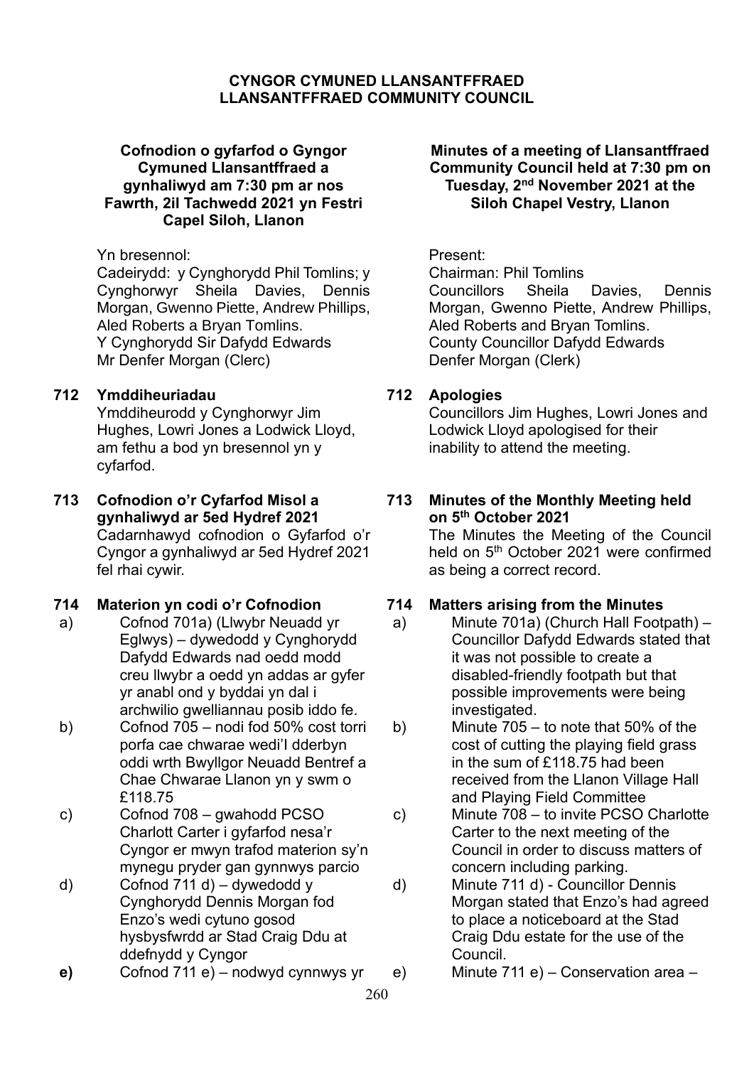**CYNGOR CYMUNED LLANSANTFFRAED**
**LLANSANTFFRAED COMMUNITY COUNCIL**

**Cofnodion o gyfarfod o Gyngor Cymuned Llansantffraed a gynhaliwyd am 7:30 pm ar nos Fawrth, 2il Tachwedd 2021 yn Festri Capel Siloh, Llanon**

Yn bresennol:
Cadeirydd: y Cynghorydd Phil Tomlins; y Cynghorwyr Sheila Davies, Dennis Morgan, Gwenno Piette, Andrew Phillips, Aled Roberts a Bryan Tomlins.
Y Cynghorydd Sir Dafydd Edwards
Mr Denfer Morgan (Clerc)

**712 Ymddiheuriadau**
Ymddiheurodd y Cynghorwyr Jim Hughes, Lowri Jones a Lodwick Lloyd, am fethu a bod yn bresennol yn y cyfarfod.

**713 Cofnodion o'r Cyfarfod Misol a gynhaliwyd ar 5ed Hydref 2021**
Cadarnhawyd cofnodion o Gyfarfod o'r Cyngor a gynhaliwyd ar 5ed Hydref 2021 fel rhai cywir.

**714 Materion yn codi o'r Cofnodion**

a) Cofnod 701a) (Llwybr Neuadd yr Eglwys) – dywedodd y Cynghorydd Dafydd Edwards nad oedd modd creu llwybr a oedd yn addas ar gyfer yr anabl ond y byddai yn dal i archwilio gwelliannau posib iddo fe.

b) Cofnod 705 – nodi fod 50% cost torri porfa cae chwarae wedi'l dderbyn oddi wrth Bwyllgor Neuadd Bentref a Chae Chwarae Llanon yn y swm o £118.75

c) Cofnod 708 – gwahodd PCSO Charlott Carter i gyfarfod nesa'r Cyngor er mwyn trafod materion sy'n mynegu pryder gan gynnwys parcio

d) Cofnod 711 d) – dywedodd y Cynghorydd Dennis Morgan fod Enzo's wedi cytuno gosod hysbysfwrdd ar Stad Craig Ddu at ddefnydd y Cyngor

**e)** Cofnod 711 e) – nodwyd cynnwys yr

**Minutes of a meeting of Llansantffraed Community Council held at 7:30 pm on Tuesday, 2nd November 2021 at the Siloh Chapel Vestry, Llanon**

Present:
Chairman: Phil Tomlins
Councillors Sheila Davies, Dennis Morgan, Gwenno Piette, Andrew Phillips, Aled Roberts and Bryan Tomlins.
County Councillor Dafydd Edwards
Denfer Morgan (Clerk)

**712 Apologies**
Councillors Jim Hughes, Lowri Jones and Lodwick Lloyd apologised for their inability to attend the meeting.

**713 Minutes of the Monthly Meeting held on 5th October 2021**
The Minutes the Meeting of the Council held on 5th October 2021 were confirmed as being a correct record.

**714 Matters arising from the Minutes**

a) Minute 701a) (Church Hall Footpath) – Councillor Dafydd Edwards stated that it was not possible to create a disabled-friendly footpath but that possible improvements were being investigated.

b) Minute 705 – to note that 50% of the cost of cutting the playing field grass in the sum of £118.75 had been received from the Llanon Village Hall and Playing Field Committee

c) Minute 708 – to invite PCSO Charlotte Carter to the next meeting of the Council in order to discuss matters of concern including parking.

d) Minute 711 d) - Councillor Dennis Morgan stated that Enzo's had agreed to place a noticeboard at the Stad Craig Ddu estate for the use of the Council.

e) Minute 711 e) – Conservation area –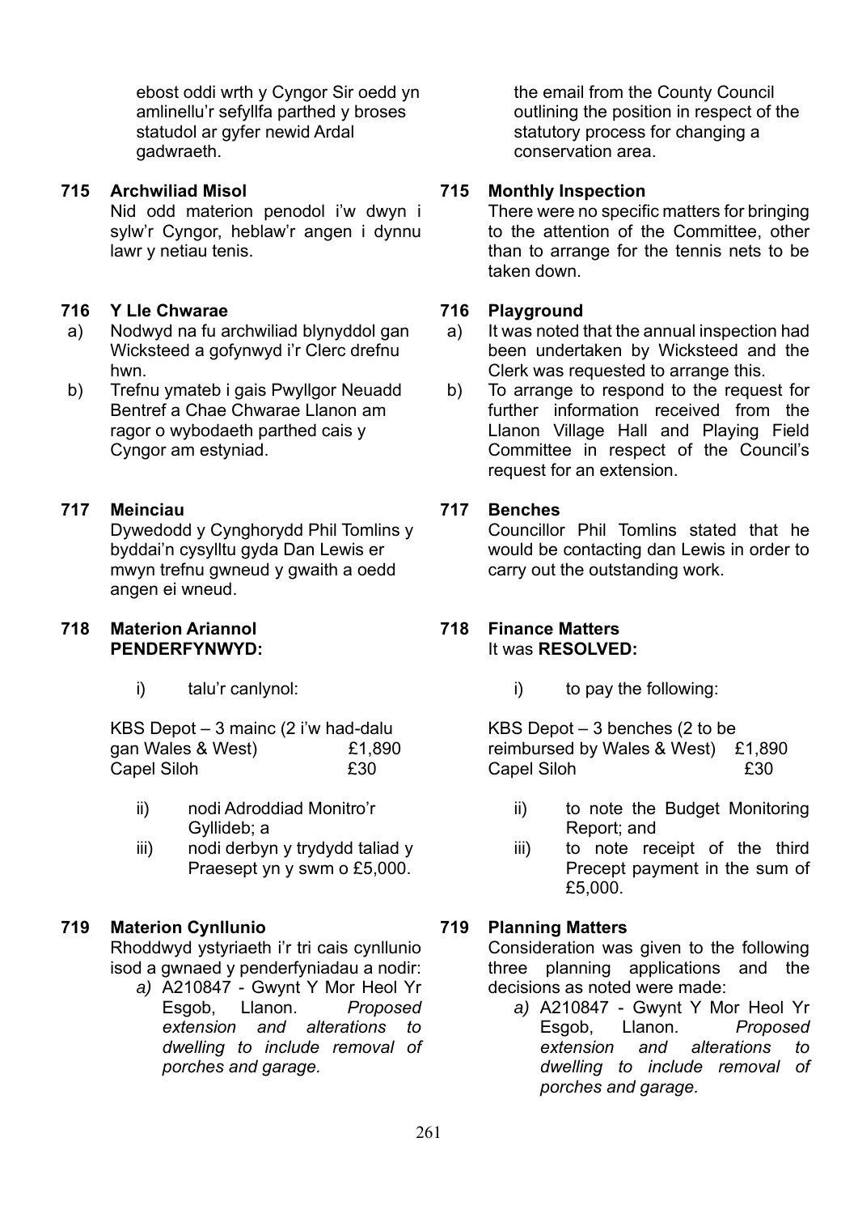ebost oddi wrth y Cyngor Sir oedd yn amlinellu'r sefyllfa parthed y broses statudol ar gyfer newid Ardal gadwraeth.

**715 Archwiliad Misol**

Nid odd materion penodol i'w dwyn i sylw'r Cyngor, heblaw'r angen i dynnu lawr y netiau tenis.

**716 Y Lle Chwarae**

a) Nodwyd na fu archwiliad blynyddol gan Wicksteed a gofynwyd i'r Clerc drefnu hwn.

b) Trefnu ymateb i gais Pwyllgor Neuadd Bentref a Chae Chwarae Llanon am ragor o wybodaeth parthed cais y Cyngor am estyniad.

**717 Meinciau**

Dywedodd y Cynghorydd Phil Tomlins y byddai'n cysylltu gyda Dan Lewis er mwyn trefnu gwneud y gwaith a oedd angen ei wneud.

**718 Materion Ariannol**

**PENDERFYNWYD:**

i) talu'r canlynol:

| | |
|---|---|
| KBS Depot – 3 mainc (2 i'w had-dalu gan Wales & West) | £1,890 |
| Capel Siloh | £30 |

ii) nodi Adroddiad Monitro'r Gyllideb; a

iii) nodi derbyn y trydydd taliad y Praesept yn y swm o £5,000.

**719 Materion Cynllunio**

Rhoddwyd ystyriaeth i'r tri cais cynllunio isod a gwnaed y penderfyniadau a nodir:

*a)* A210847 - Gwynt Y Mor Heol Yr Esgob, Llanon. *Proposed extension and alterations to dwelling to include removal of porches and garage.*

---

the email from the County Council outlining the position in respect of the statutory process for changing a conservation area.

**715 Monthly Inspection**

There were no specific matters for bringing to the attention of the Committee, other than to arrange for the tennis nets to be taken down.

**716 Playground**

a) It was noted that the annual inspection had been undertaken by Wicksteed and the Clerk was requested to arrange this.

b) To arrange to respond to the request for further information received from the Llanon Village Hall and Playing Field Committee in respect of the Council's request for an extension.

**717 Benches**

Councillor Phil Tomlins stated that he would be contacting dan Lewis in order to carry out the outstanding work.

**718 Finance Matters**

It was **RESOLVED:**

i) to pay the following:

| | |
|---|---|
| KBS Depot – 3 benches (2 to be reimbursed by Wales & West) | £1,890 |
| Capel Siloh | £30 |

ii) to note the Budget Monitoring Report; and

iii) to note receipt of the third Precept payment in the sum of £5,000.

**719 Planning Matters**

Consideration was given to the following three planning applications and the decisions as noted were made:

*a)* A210847 - Gwynt Y Mor Heol Yr Esgob, Llanon. *Proposed extension and alterations to dwelling to include removal of porches and garage.*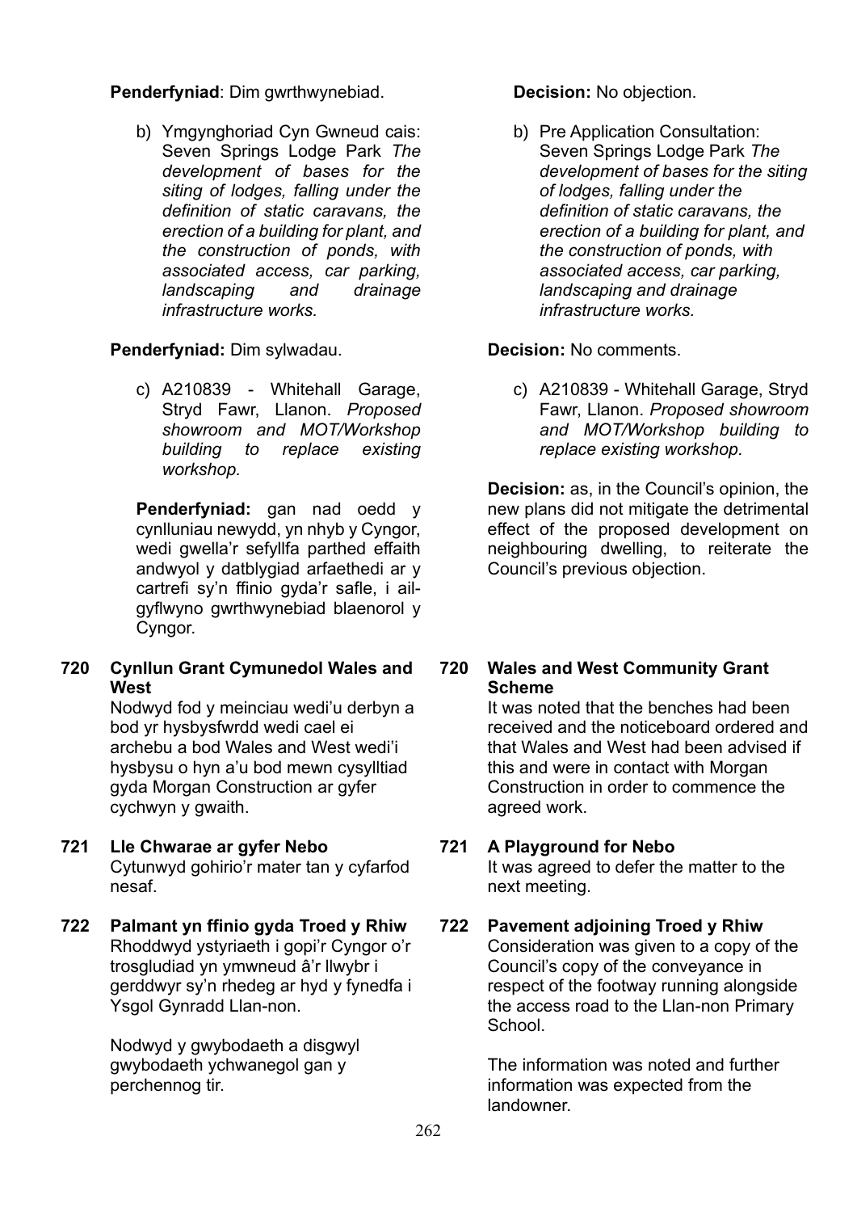**Penderfyniad**: Dim gwrthwynebiad.

b) Ymgynghoriad Cyn Gwneud cais: Seven Springs Lodge Park *The development of bases for the siting of lodges, falling under the definition of static caravans, the erection of a building for plant, and the construction of ponds, with associated access, car parking, landscaping and drainage infrastructure works.*

**Penderfyniad:** Dim sylwadau.

c) A210839 - Whitehall Garage, Stryd Fawr, Llanon. *Proposed showroom and MOT/Workshop building to replace existing workshop.*

**Penderfyniad:** gan nad oedd y cynlluniau newydd, yn nhyb y Cyngor, wedi gwella'r sefyllfa parthed effaith andwyol y datblygiad arfaethedi ar y cartrefi sy'n ffinio gyda'r safle, i ail-gyflwyno gwrthwynebiad blaenorol y Cyngor.

**720 Cynllun Grant Cymunedol Wales and West**

Nodwyd fod y meinciau wedi'u derbyn a bod yr hysbysfwrdd wedi cael ei archebu a bod Wales and West wedi'i hysbysu o hyn a'u bod mewn cysylltiad gyda Morgan Construction ar gyfer cychwyn y gwaith.

**721 Lle Chwarae ar gyfer Nebo**

Cytunwyd gohirio'r mater tan y cyfarfod nesaf.

**722 Palmant yn ffinio gyda Troed y Rhiw**

Rhoddwyd ystyriaeth i gopi'r Cyngor o'r trosgludiad yn ymwneud â'r llwybr i gerddwyr sy'n rhedeg ar hyd y fynedfa i Ysgol Gynradd Llan-non.

Nodwyd y gwybodaeth a disgwyl gwybodaeth ychwanegol gan y perchennog tir.

**Decision:** No objection.

b) Pre Application Consultation: Seven Springs Lodge Park *The development of bases for the siting of lodges, falling under the definition of static caravans, the erection of a building for plant, and the construction of ponds, with associated access, car parking, landscaping and drainage infrastructure works.*

**Decision:** No comments.

c) A210839 - Whitehall Garage, Stryd Fawr, Llanon. *Proposed showroom and MOT/Workshop building to replace existing workshop.*

**Decision:** as, in the Council's opinion, the new plans did not mitigate the detrimental effect of the proposed development on neighbouring dwelling, to reiterate the Council's previous objection.

**720 Wales and West Community Grant Scheme**

It was noted that the benches had been received and the noticeboard ordered and that Wales and West had been advised if this and were in contact with Morgan Construction in order to commence the agreed work.

**721 A Playground for Nebo**

It was agreed to defer the matter to the next meeting.

**722 Pavement adjoining Troed y Rhiw**

Consideration was given to a copy of the Council's copy of the conveyance in respect of the footway running alongside the access road to the Llan-non Primary School.

The information was noted and further information was expected from the landowner.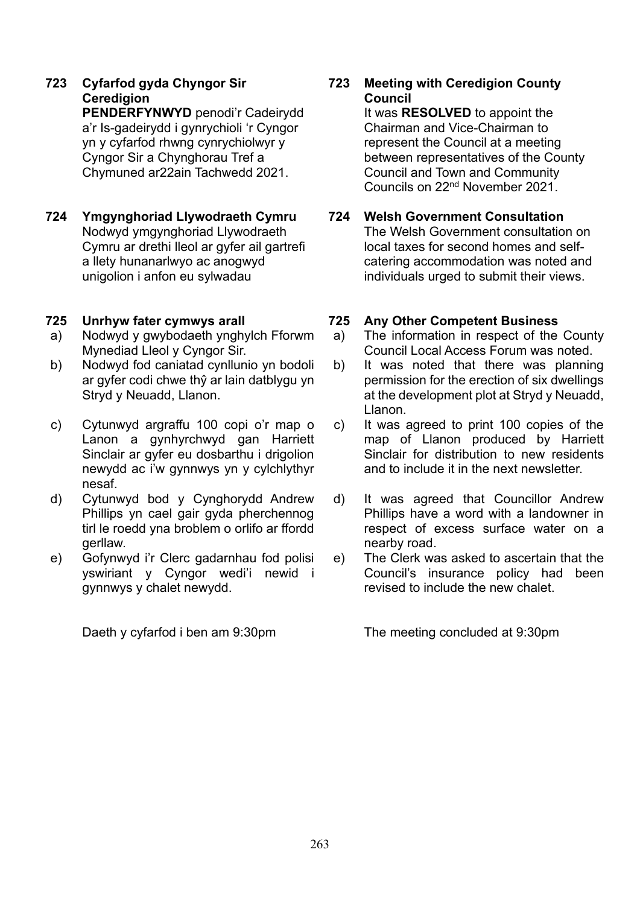**723 Cyfarfod gyda Chyngor Sir Ceredigion**

**PENDERFYNWYD** penodi'r Cadeirydd a'r Is-gadeirydd i gynrychioli 'r Cyngor yn y cyfarfod rhwng cynrychiolwyr y Cyngor Sir a Chynghorau Tref a Chymuned ar22ain Tachwedd 2021.

**724 Ymgynghoriad Llywodraeth Cymru**

Nodwyd ymgynghoriad Llywodraeth Cymru ar drethi lleol ar gyfer ail gartrefi a llety hunanarlwyo ac anogwyd unigolion i anfon eu sylwadau

**725 Unrhyw fater cymwys arall**

a) Nodwyd y gwybodaeth ynghylch Fforwm Mynediad Lleol y Cyngor Sir.

b) Nodwyd fod caniatad cynllunio yn bodoli ar gyfer codi chwe thŷ ar lain datblygu yn Stryd y Neuadd, Llanon.

c) Cytunwyd argraffu 100 copi o'r map o Lanon a gynhyrchwyd gan Harriett Sinclair ar gyfer eu dosbarthu i drigolion newydd ac i'w gynnwys yn y cylchlythyr nesaf.

d) Cytunwyd bod y Cynghorydd Andrew Phillips yn cael gair gyda pherchennog tirl le roedd yna broblem o orlifo ar ffordd gerllaw.

e) Gofynwyd i'r Clerc gadarnhau fod polisi yswiriant y Cyngor wedi'i newid i gynnwys y chalet newydd.

Daeth y cyfarfod i ben am 9:30pm

**723 Meeting with Ceredigion County Council**

It was **RESOLVED** to appoint the Chairman and Vice-Chairman to represent the Council at a meeting between representatives of the County Council and Town and Community Councils on 22nd November 2021.

**724 Welsh Government Consultation**

The Welsh Government consultation on local taxes for second homes and self-catering accommodation was noted and individuals urged to submit their views.

**725 Any Other Competent Business**

a) The information in respect of the County Council Local Access Forum was noted.

b) It was noted that there was planning permission for the erection of six dwellings at the development plot at Stryd y Neuadd, Llanon.

c) It was agreed to print 100 copies of the map of Llanon produced by Harriett Sinclair for distribution to new residents and to include it in the next newsletter.

d) It was agreed that Councillor Andrew Phillips have a word with a landowner in respect of excess surface water on a nearby road.

e) The Clerk was asked to ascertain that the Council's insurance policy had been revised to include the new chalet.

The meeting concluded at 9:30pm